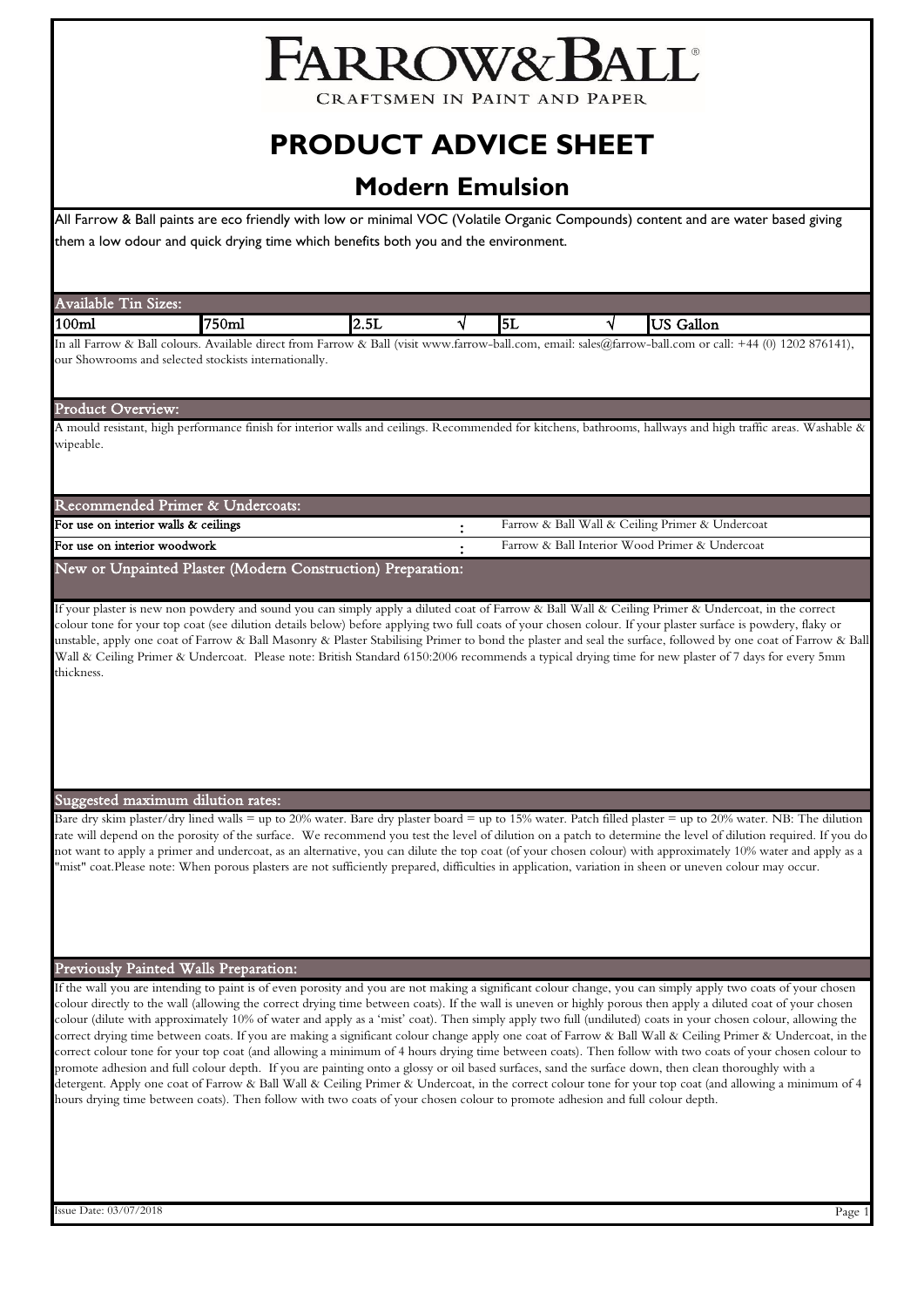# FARROW&BALL®

CRAFTSMEN IN PAINT AND PAPER

# PRODUCT ADVICE SHEET

## Modern Emulsion

All Farrow & Ball paints are eco friendly with low or minimal VOC (Volatile Organic Compounds) content and are water based giving them a low odour and quick drying time which benefits both you and the environment.

### Available Tin Sizes:

| 100ml | 750ml | 2.5L | √ | 5L | √ | US Gallon |
|---|---|---|---|---|---|---|

In all Farrow & Ball colours. Available direct from Farrow & Ball (visit www.farrow-ball.com, email: sales@farrow-ball.com or call: +44 (0) 1202 876141), our Showrooms and selected stockists internationally.

### Product Overview:

A mould resistant, high performance finish for interior walls and ceilings. Recommended for kitchens, bathrooms, hallways and high traffic areas. Washable & wipeable.

### Recommended Primer & Undercoats:

| | | |
|---|---|---|
| For use on interior walls & ceilings | : | Farrow & Ball Wall & Ceiling Primer & Undercoat |
| For use on interior woodwork | : | Farrow & Ball Interior Wood Primer & Undercoat |

### New or Unpainted Plaster (Modern Construction) Preparation:

If your plaster is new non powdery and sound you can simply apply a diluted coat of Farrow & Ball Wall & Ceiling Primer & Undercoat, in the correct colour tone for your top coat (see dilution details below) before applying two full coats of your chosen colour. If your plaster surface is powdery, flaky or unstable, apply one coat of Farrow & Ball Masonry & Plaster Stabilising Primer to bond the plaster and seal the surface, followed by one coat of Farrow & Ball Wall & Ceiling Primer & Undercoat. Please note: British Standard 6150:2006 recommends a typical drying time for new plaster of 7 days for every 5mm thickness.

### Suggested maximum dilution rates:

Bare dry skim plaster/dry lined walls = up to 20% water. Bare dry plaster board = up to 15% water. Patch filled plaster = up to 20% water. NB: The dilution rate will depend on the porosity of the surface. We recommend you test the level of dilution on a patch to determine the level of dilution required. If you do not want to apply a primer and undercoat, as an alternative, you can dilute the top coat (of your chosen colour) with approximately 10% water and apply as a "mist" coat.Please note: When porous plasters are not sufficiently prepared, difficulties in application, variation in sheen or uneven colour may occur.

### Previously Painted Walls Preparation:

If the wall you are intending to paint is of even porosity and you are not making a significant colour change, you can simply apply two coats of your chosen colour directly to the wall (allowing the correct drying time between coats). If the wall is uneven or highly porous then apply a diluted coat of your chosen colour (dilute with approximately 10% of water and apply as a 'mist' coat). Then simply apply two full (undiluted) coats in your chosen colour, allowing the correct drying time between coats. If you are making a significant colour change apply one coat of Farrow & Ball Wall & Ceiling Primer & Undercoat, in the correct colour tone for your top coat (and allowing a minimum of 4 hours drying time between coats). Then follow with two coats of your chosen colour to promote adhesion and full colour depth. If you are painting onto a glossy or oil based surfaces, sand the surface down, then clean thoroughly with a detergent. Apply one coat of Farrow & Ball Wall & Ceiling Primer & Undercoat, in the correct colour tone for your top coat (and allowing a minimum of 4 hours drying time between coats). Then follow with two coats of your chosen colour to promote adhesion and full colour depth.

Issue Date: 03/07/2018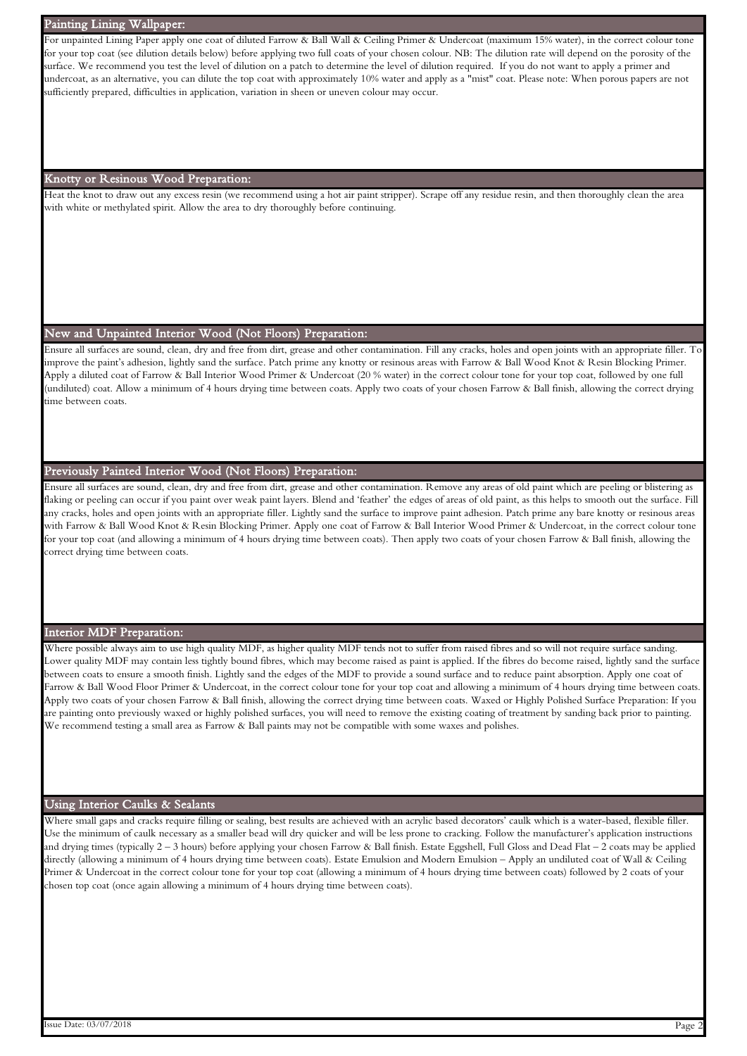## Painting Lining Wallpaper:

For unpainted Lining Paper apply one coat of diluted Farrow & Ball Wall & Ceiling Primer & Undercoat (maximum 15% water), in the correct colour tone for your top coat (see dilution details below) before applying two full coats of your chosen colour. NB: The dilution rate will depend on the porosity of the surface. We recommend you test the level of dilution on a patch to determine the level of dilution required. If you do not want to apply a primer and undercoat, as an alternative, you can dilute the top coat with approximately 10% water and apply as a "mist" coat. Please note: When porous papers are not sufficiently prepared, difficulties in application, variation in sheen or uneven colour may occur.

## Knotty or Resinous Wood Preparation:

Heat the knot to draw out any excess resin (we recommend using a hot air paint stripper). Scrape off any residue resin, and then thoroughly clean the area with white or methylated spirit. Allow the area to dry thoroughly before continuing.

## New and Unpainted Interior Wood (Not Floors) Preparation:

Ensure all surfaces are sound, clean, dry and free from dirt, grease and other contamination. Fill any cracks, holes and open joints with an appropriate filler. To improve the paint's adhesion, lightly sand the surface. Patch prime any knotty or resinous areas with Farrow & Ball Wood Knot & Resin Blocking Primer. Apply a diluted coat of Farrow & Ball Interior Wood Primer & Undercoat (20 % water) in the correct colour tone for your top coat, followed by one full (undiluted) coat. Allow a minimum of 4 hours drying time between coats. Apply two coats of your chosen Farrow & Ball finish, allowing the correct drying time between coats.

## Previously Painted Interior Wood (Not Floors) Preparation:

Ensure all surfaces are sound, clean, dry and free from dirt, grease and other contamination. Remove any areas of old paint which are peeling or blistering as flaking or peeling can occur if you paint over weak paint layers. Blend and 'feather' the edges of areas of old paint, as this helps to smooth out the surface. Fill any cracks, holes and open joints with an appropriate filler. Lightly sand the surface to improve paint adhesion. Patch prime any bare knotty or resinous areas with Farrow & Ball Wood Knot & Resin Blocking Primer. Apply one coat of Farrow & Ball Interior Wood Primer & Undercoat, in the correct colour tone for your top coat (and allowing a minimum of 4 hours drying time between coats). Then apply two coats of your chosen Farrow & Ball finish, allowing the correct drying time between coats.

## Interior MDF Preparation:

Where possible always aim to use high quality MDF, as higher quality MDF tends not to suffer from raised fibres and so will not require surface sanding. Lower quality MDF may contain less tightly bound fibres, which may become raised as paint is applied. If the fibres do become raised, lightly sand the surface between coats to ensure a smooth finish. Lightly sand the edges of the MDF to provide a sound surface and to reduce paint absorption. Apply one coat of Farrow & Ball Wood Floor Primer & Undercoat, in the correct colour tone for your top coat and allowing a minimum of 4 hours drying time between coats. Apply two coats of your chosen Farrow & Ball finish, allowing the correct drying time between coats. Waxed or Highly Polished Surface Preparation: If you are painting onto previously waxed or highly polished surfaces, you will need to remove the existing coating of treatment by sanding back prior to painting. We recommend testing a small area as Farrow & Ball paints may not be compatible with some waxes and polishes.

## Using Interior Caulks & Sealants

Where small gaps and cracks require filling or sealing, best results are achieved with an acrylic based decorators' caulk which is a water-based, flexible filler. Use the minimum of caulk necessary as a smaller bead will dry quicker and will be less prone to cracking. Follow the manufacturer's application instructions and drying times (typically 2 – 3 hours) before applying your chosen Farrow & Ball finish. Estate Eggshell, Full Gloss and Dead Flat – 2 coats may be applied directly (allowing a minimum of 4 hours drying time between coats). Estate Emulsion and Modern Emulsion – Apply an undiluted coat of Wall & Ceiling Primer & Undercoat in the correct colour tone for your top coat (allowing a minimum of 4 hours drying time between coats) followed by 2 coats of your chosen top coat (once again allowing a minimum of 4 hours drying time between coats).

Issue Date: 03/07/2018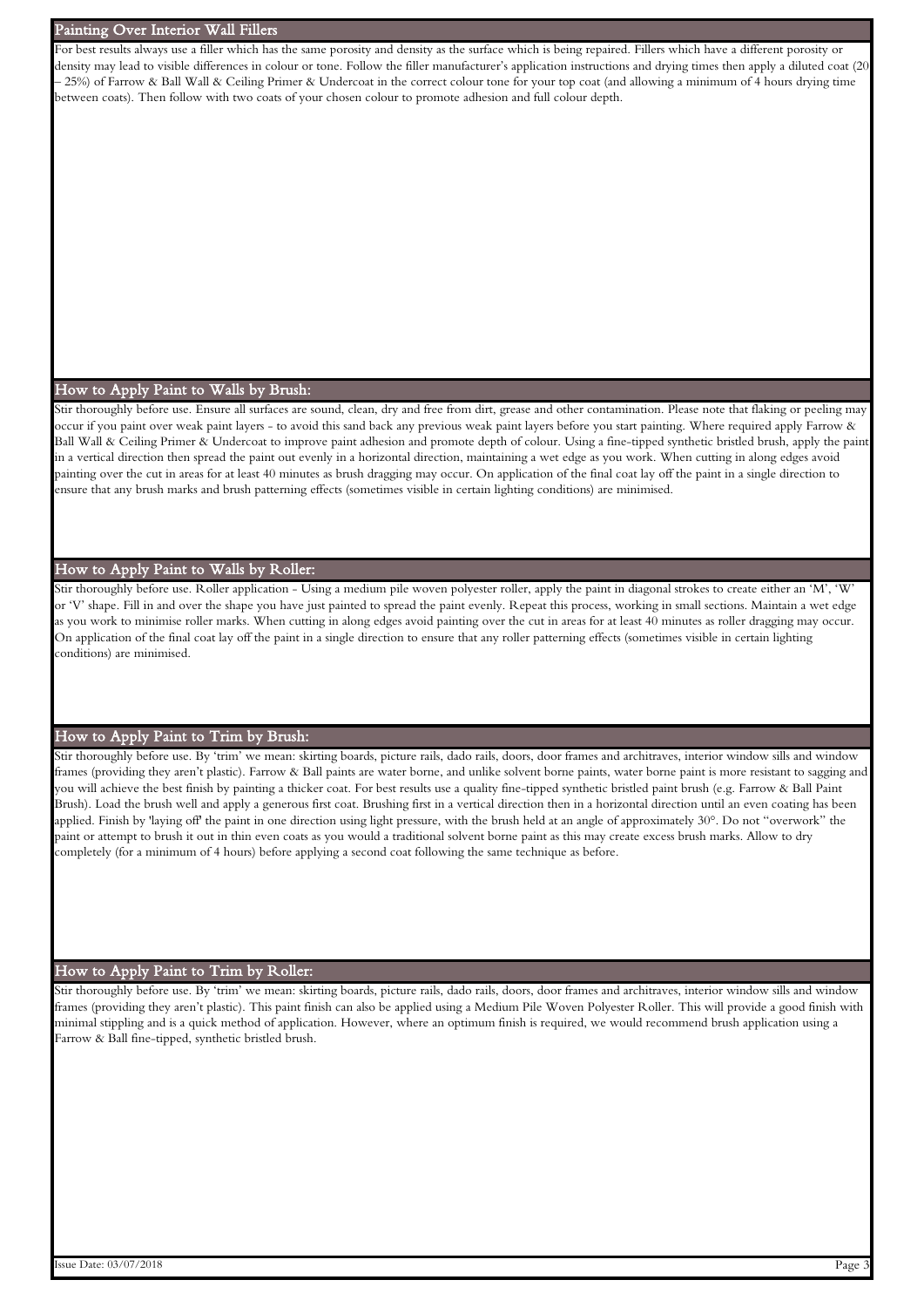## Painting Over Interior Wall Fillers

For best results always use a filler which has the same porosity and density as the surface which is being repaired. Fillers which have a different porosity or density may lead to visible differences in colour or tone. Follow the filler manufacturer's application instructions and drying times then apply a diluted coat (20 – 25%) of Farrow & Ball Wall & Ceiling Primer & Undercoat in the correct colour tone for your top coat (and allowing a minimum of 4 hours drying time between coats). Then follow with two coats of your chosen colour to promote adhesion and full colour depth.

## How to Apply Paint to Walls by Brush:

Stir thoroughly before use. Ensure all surfaces are sound, clean, dry and free from dirt, grease and other contamination. Please note that flaking or peeling may occur if you paint over weak paint layers - to avoid this sand back any previous weak paint layers before you start painting. Where required apply Farrow & Ball Wall & Ceiling Primer & Undercoat to improve paint adhesion and promote depth of colour. Using a fine-tipped synthetic bristled brush, apply the paint in a vertical direction then spread the paint out evenly in a horizontal direction, maintaining a wet edge as you work. When cutting in along edges avoid painting over the cut in areas for at least 40 minutes as brush dragging may occur. On application of the final coat lay off the paint in a single direction to ensure that any brush marks and brush patterning effects (sometimes visible in certain lighting conditions) are minimised.

## How to Apply Paint to Walls by Roller:

Stir thoroughly before use. Roller application - Using a medium pile woven polyester roller, apply the paint in diagonal strokes to create either an 'M', 'W' or 'V' shape. Fill in and over the shape you have just painted to spread the paint evenly. Repeat this process, working in small sections. Maintain a wet edge as you work to minimise roller marks. When cutting in along edges avoid painting over the cut in areas for at least 40 minutes as roller dragging may occur. On application of the final coat lay off the paint in a single direction to ensure that any roller patterning effects (sometimes visible in certain lighting conditions) are minimised.

## How to Apply Paint to Trim by Brush:

Stir thoroughly before use. By 'trim' we mean: skirting boards, picture rails, dado rails, doors, door frames and architraves, interior window sills and window frames (providing they aren't plastic). Farrow & Ball paints are water borne, and unlike solvent borne paints, water borne paint is more resistant to sagging and you will achieve the best finish by painting a thicker coat. For best results use a quality fine-tipped synthetic bristled paint brush (e.g. Farrow & Ball Paint Brush). Load the brush well and apply a generous first coat. Brushing first in a vertical direction then in a horizontal direction until an even coating has been applied. Finish by 'laying off' the paint in one direction using light pressure, with the brush held at an angle of approximately 30°. Do not "overwork" the paint or attempt to brush it out in thin even coats as you would a traditional solvent borne paint as this may create excess brush marks. Allow to dry completely (for a minimum of 4 hours) before applying a second coat following the same technique as before.

## How to Apply Paint to Trim by Roller:

Stir thoroughly before use. By 'trim' we mean: skirting boards, picture rails, dado rails, doors, door frames and architraves, interior window sills and window frames (providing they aren't plastic). This paint finish can also be applied using a Medium Pile Woven Polyester Roller. This will provide a good finish with minimal stippling and is a quick method of application. However, where an optimum finish is required, we would recommend brush application using a Farrow & Ball fine-tipped, synthetic bristled brush.

Issue Date: 03/07/2018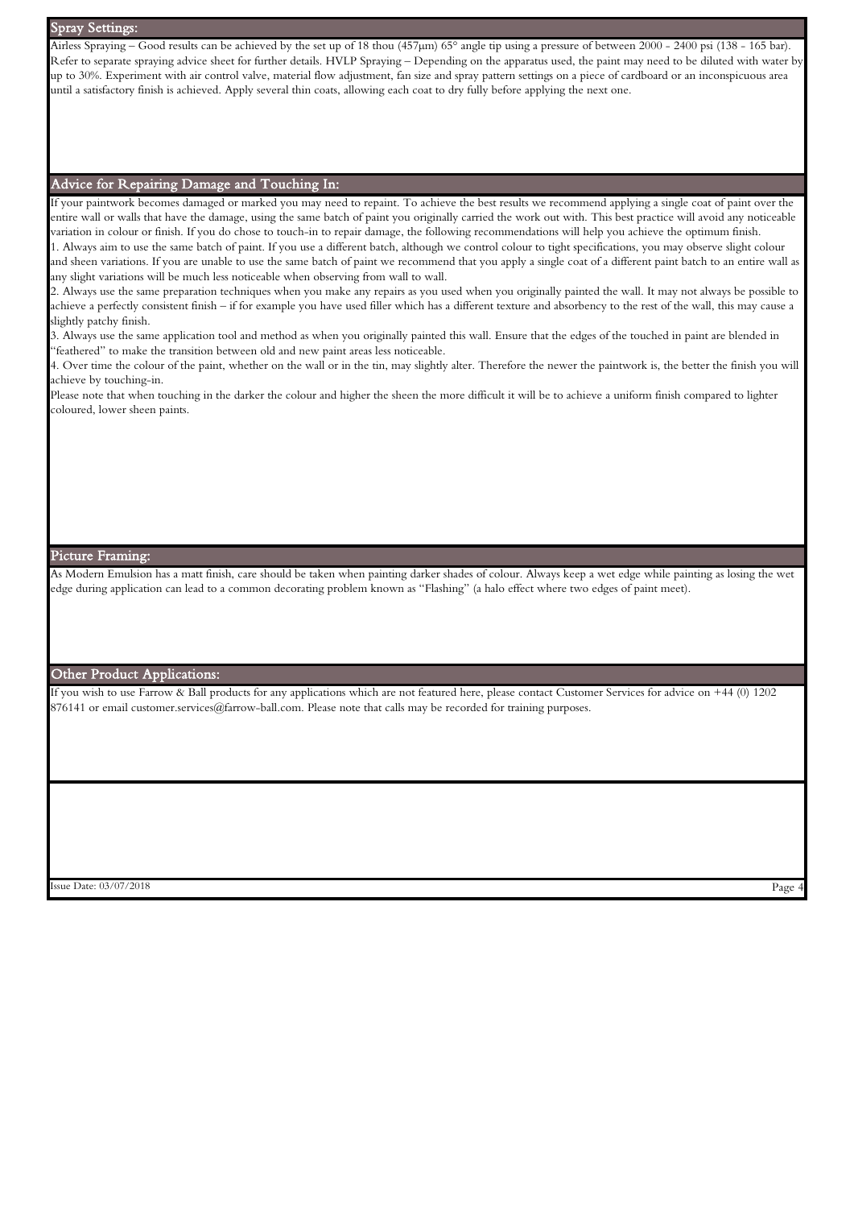## Spray Settings:

Airless Spraying – Good results can be achieved by the set up of 18 thou (457μm) 65° angle tip using a pressure of between 2000 - 2400 psi (138 - 165 bar). Refer to separate spraying advice sheet for further details. HVLP Spraying – Depending on the apparatus used, the paint may need to be diluted with water by up to 30%. Experiment with air control valve, material flow adjustment, fan size and spray pattern settings on a piece of cardboard or an inconspicuous area until a satisfactory finish is achieved. Apply several thin coats, allowing each coat to dry fully before applying the next one.

## Advice for Repairing Damage and Touching In:

If your paintwork becomes damaged or marked you may need to repaint. To achieve the best results we recommend applying a single coat of paint over the entire wall or walls that have the damage, using the same batch of paint you originally carried the work out with. This best practice will avoid any noticeable variation in colour or finish. If you do chose to touch-in to repair damage, the following recommendations will help you achieve the optimum finish.

1. Always aim to use the same batch of paint. If you use a different batch, although we control colour to tight specifications, you may observe slight colour and sheen variations. If you are unable to use the same batch of paint we recommend that you apply a single coat of a different paint batch to an entire wall as any slight variations will be much less noticeable when observing from wall to wall.
2. Always use the same preparation techniques when you make any repairs as you used when you originally painted the wall. It may not always be possible to achieve a perfectly consistent finish – if for example you have used filler which has a different texture and absorbency to the rest of the wall, this may cause a slightly patchy finish.
3. Always use the same application tool and method as when you originally painted this wall. Ensure that the edges of the touched in paint are blended in "feathered" to make the transition between old and new paint areas less noticeable.
4. Over time the colour of the paint, whether on the wall or in the tin, may slightly alter. Therefore the newer the paintwork is, the better the finish you will achieve by touching-in.

Please note that when touching in the darker the colour and higher the sheen the more difficult it will be to achieve a uniform finish compared to lighter coloured, lower sheen paints.

## Picture Framing:

As Modern Emulsion has a matt finish, care should be taken when painting darker shades of colour. Always keep a wet edge while painting as losing the wet edge during application can lead to a common decorating problem known as "Flashing" (a halo effect where two edges of paint meet).

## Other Product Applications:

If you wish to use Farrow & Ball products for any applications which are not featured here, please contact Customer Services for advice on +44 (0) 1202 876141 or email customer.services@farrow-ball.com. Please note that calls may be recorded for training purposes.

Issue Date: 03/07/2018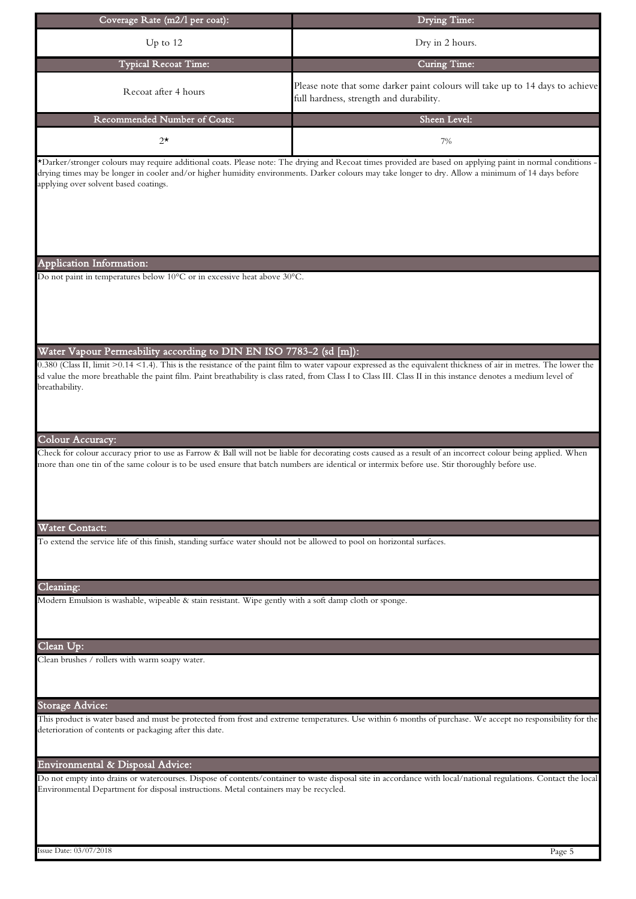| Coverage Rate (m2/l per coat): | Drying Time: |
|---|---|
| Up to 12 | Dry in 2 hours. |
| **Typical Recoat Time:** | **Curing Time:** |
| Recoat after 4 hours | Please note that some darker paint colours will take up to 14 days to achieve full hardness, strength and durability. |
| **Recommended Number of Coats:** | **Sheen Level:** |
| 2* | 7% |

*Darker/stronger colours may require additional coats. Please note: The drying and Recoat times provided are based on applying paint in normal conditions - drying times may be longer in cooler and/or higher humidity environments. Darker colours may take longer to dry. Allow a minimum of 14 days before applying over solvent based coatings.

## Application Information:

Do not paint in temperatures below 10°C or in excessive heat above 30°C.

## Water Vapour Permeability according to DIN EN ISO 7783-2 (sd [m]):

0.380 (Class II, limit >0.14 <1.4). This is the resistance of the paint film to water vapour expressed as the equivalent thickness of air in metres. The lower the sd value the more breathable the paint film. Paint breathability is class rated, from Class I to Class III. Class II in this instance denotes a medium level of breathability.

## Colour Accuracy:

Check for colour accuracy prior to use as Farrow & Ball will not be liable for decorating costs caused as a result of an incorrect colour being applied. When more than one tin of the same colour is to be used ensure that batch numbers are identical or intermix before use. Stir thoroughly before use.

## Water Contact:

To extend the service life of this finish, standing surface water should not be allowed to pool on horizontal surfaces.

## Cleaning:

Modern Emulsion is washable, wipeable & stain resistant. Wipe gently with a soft damp cloth or sponge.

## Clean Up:

Clean brushes / rollers with warm soapy water.

## Storage Advice:

This product is water based and must be protected from frost and extreme temperatures. Use within 6 months of purchase. We accept no responsibility for the deterioration of contents or packaging after this date.

## Environmental & Disposal Advice:

Do not empty into drains or watercourses. Dispose of contents/container to waste disposal site in accordance with local/national regulations. Contact the local Environmental Department for disposal instructions. Metal containers may be recycled.

Issue Date: 03/07/2018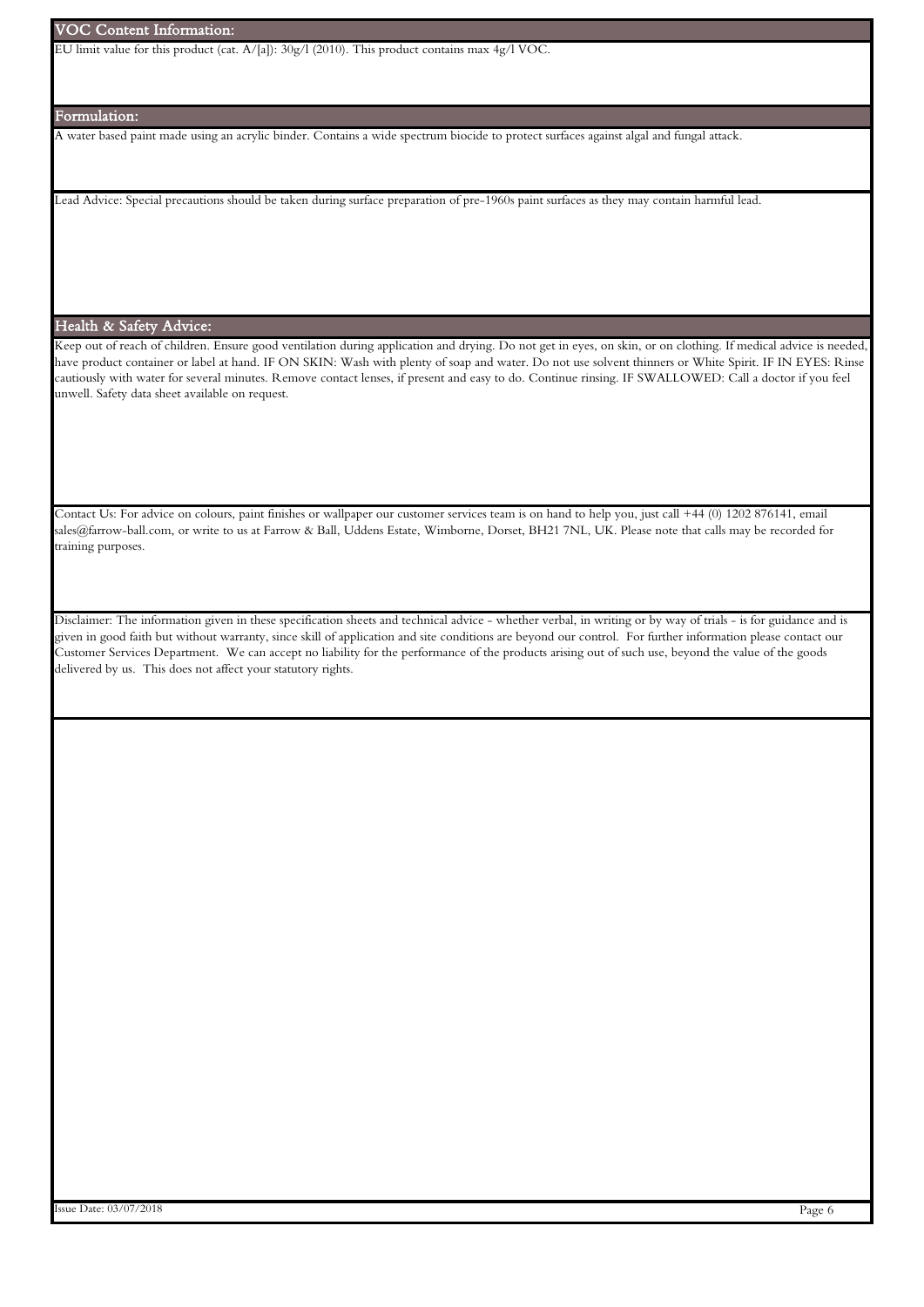## VOC Content Information:

EU limit value for this product (cat. A/[a]): 30g/l (2010). This product contains max 4g/l VOC.

## Formulation:

A water based paint made using an acrylic binder. Contains a wide spectrum biocide to protect surfaces against algal and fungal attack.

Lead Advice: Special precautions should be taken during surface preparation of pre-1960s paint surfaces as they may contain harmful lead.

## Health & Safety Advice:

Keep out of reach of children. Ensure good ventilation during application and drying. Do not get in eyes, on skin, or on clothing. If medical advice is needed, have product container or label at hand. IF ON SKIN: Wash with plenty of soap and water. Do not use solvent thinners or White Spirit. IF IN EYES: Rinse cautiously with water for several minutes. Remove contact lenses, if present and easy to do. Continue rinsing. IF SWALLOWED: Call a doctor if you feel unwell. Safety data sheet available on request.

Contact Us: For advice on colours, paint finishes or wallpaper our customer services team is on hand to help you, just call +44 (0) 1202 876141, email sales@farrow-ball.com, or write to us at Farrow & Ball, Uddens Estate, Wimborne, Dorset, BH21 7NL, UK. Please note that calls may be recorded for training purposes.

Disclaimer: The information given in these specification sheets and technical advice - whether verbal, in writing or by way of trials - is for guidance and is given in good faith but without warranty, since skill of application and site conditions are beyond our control. For further information please contact our Customer Services Department. We can accept no liability for the performance of the products arising out of such use, beyond the value of the goods delivered by us. This does not affect your statutory rights.

Issue Date: 03/07/2018